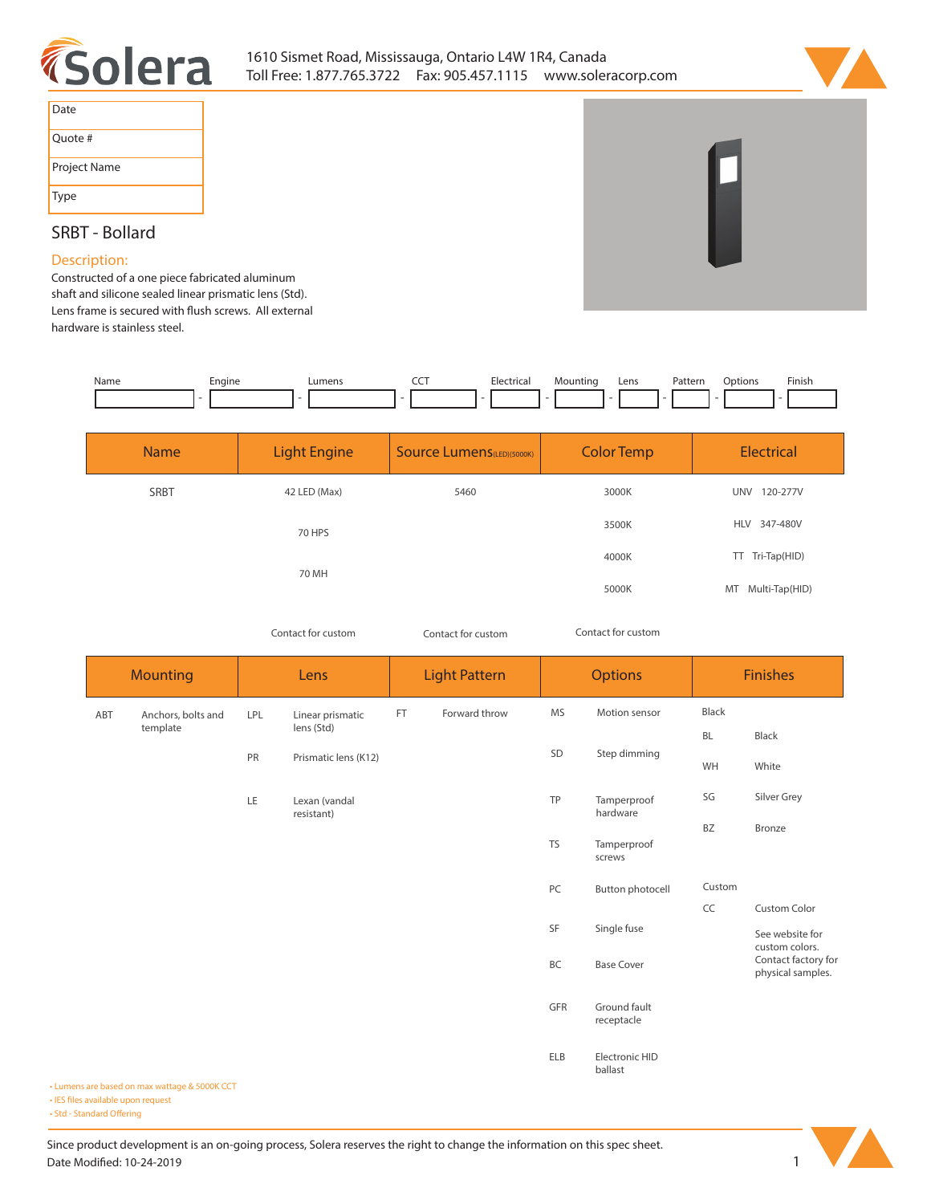# Solera

1610 Sismet Road, Mississauga, Ontario L4W 1R4, Canada
Toll Free: 1.877.765.3722 Fax: 905.457.1115 www.soleracorp.com

| Date |
|---|
| Quote # |
| Project Name |
| Type |

## SRBT - Bollard

### Description:

Constructed of a one piece fabricated aluminum shaft and silicone sealed linear prismatic lens (Std). Lens frame is secured with flush screws. All external hardware is stainless steel.

| Name | Engine | Lumens | CCT | Electrical | Mounting | Lens | Pattern | Options | Finish |
|---|---|---|---|---|---|---|---|---|---|
| | | | | | | | | | |

| Name | Light Engine | Source Lumens(LED)(5000K) | Color Temp | Electrical |
|---|---|---|---|---|
| SRBT | 42 LED (Max) | 5460 | 3000K | UNV 120-277V |
| | 70 HPS | | 3500K | HLV 347-480V |
| | 70 MH | | 4000K | TT Tri-Tap(HID) |
| | | | 5000K | MT Multi-Tap(HID) |
| | Contact for custom | Contact for custom | Contact for custom | |

| Mounting | | Lens | | Light Pattern | | Options | | Finishes | |
|---|---|---|---|---|---|---|---|---|---|
| ABT | Anchors, bolts and template | LPL | Linear prismatic lens (Std) | FT | Forward throw | MS | Motion sensor | Black | |
| | | | | | | | | BL | Black |
| | | PR | Prismatic lens (K12) | | | SD | Step dimming | WH | White |
| | | LE | Lexan (vandal resistant) | | | TP | Tamperproof hardware | SG | Silver Grey |
| | | | | | | | | BZ | Bronze |
| | | | | | | TS | Tamperproof screws | | |
| | | | | | | PC | Button photocell | Custom | |
| | | | | | | | | CC | Custom Color |
| | | | | | | SF | Single fuse | | See website for custom colors. Contact factory for physical samples. |
| | | | | | | BC | Base Cover | | |
| | | | | | | GFR | Ground fault receptacle | | |
| | | | | | | ELB | Electronic HID ballast | | |

- Lumens are based on max wattage & 5000K CCT
- IES files available upon request
- Std - Standard Offering

Since product development is an on-going process, Solera reserves the right to change the information on this spec sheet.
Date Modified: 10-24-2019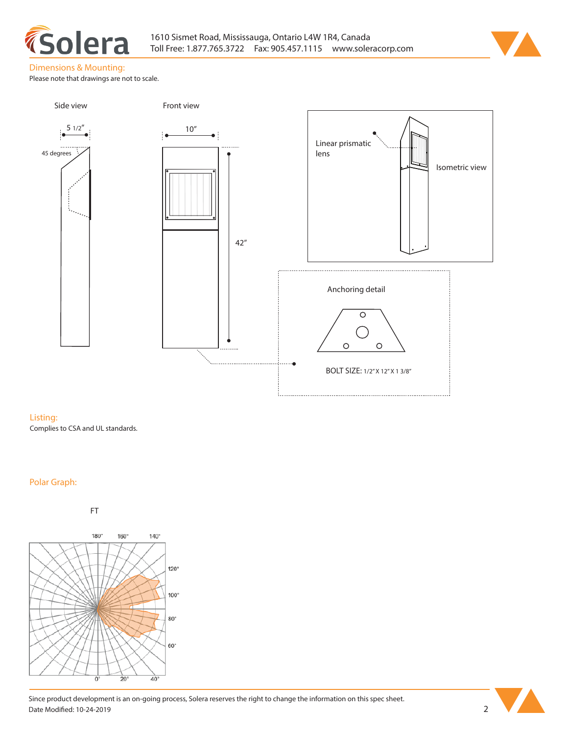1610 Sismet Road, Mississauga, Ontario L4W 1R4, Canada
Toll Free: 1.877.765.3722 Fax: 905.457.1115 www.soleracorp.com

## Dimensions & Mounting:

Please note that drawings are not to scale.

Side view

5 1/2″

45 degrees

Front view

10″

42″

Linear prismatic lens

Isometric view

Anchoring detail

BOLT SIZE: 1/2″ X 12″ X 1 3/8″

## Listing:

Complies to CSA and UL standards.

## Polar Graph:

FT

180° 160° 140°

120°

100°

80°

60°

0° 20° 40°

Since product development is an on-going process, Solera reserves the right to change the information on this spec sheet.
Date Modified: 10-24-2019